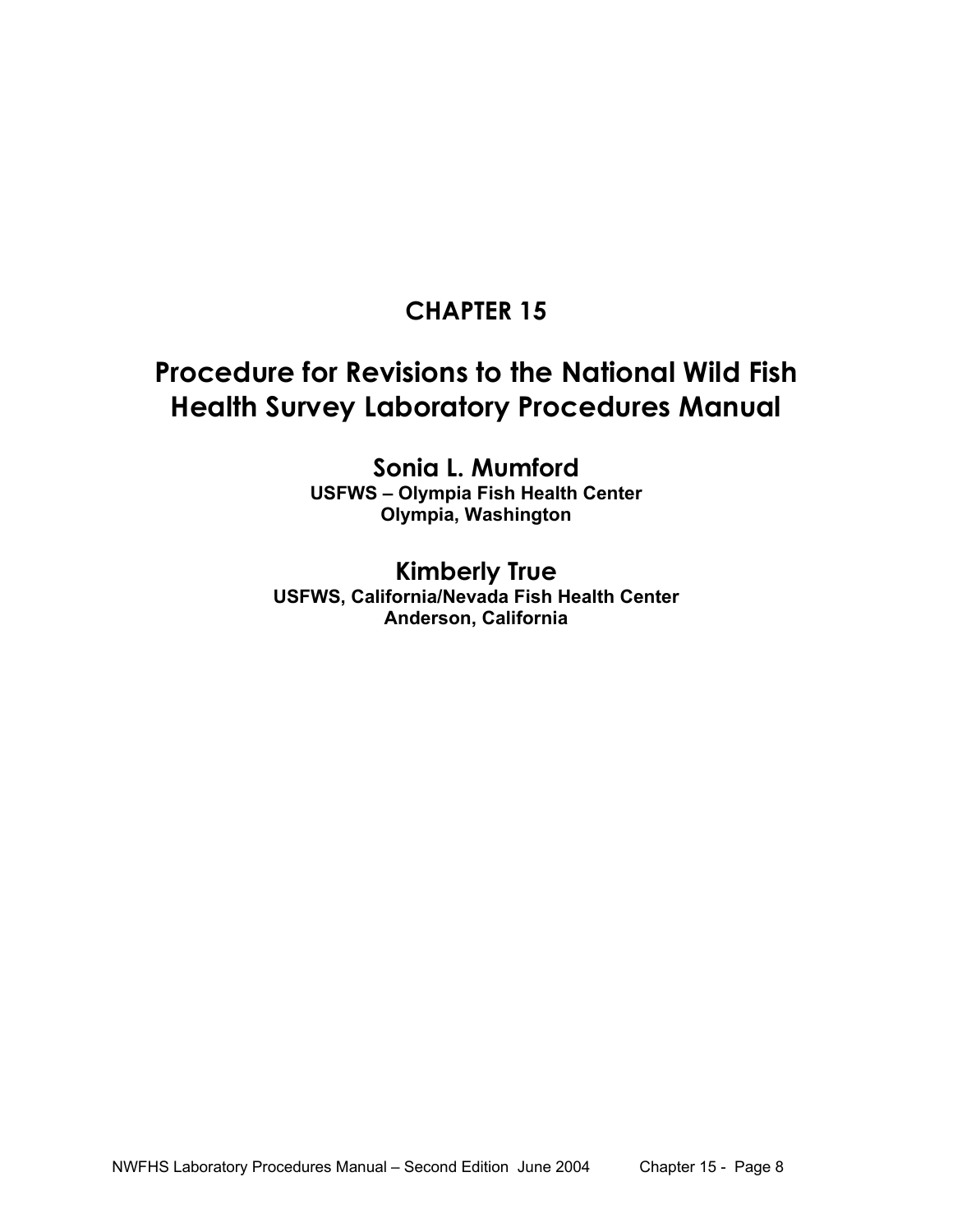# CHAPTER 15

# Procedure for Revisions to the National Wild Fish Health Survey Laboratory Procedures Manual

## Sonia L. Mumford

**USFWS – Olympia Fish Health Center**
**Olympia, Washington**

## Kimberly True

**USFWS, California/Nevada Fish Health Center**
**Anderson, California**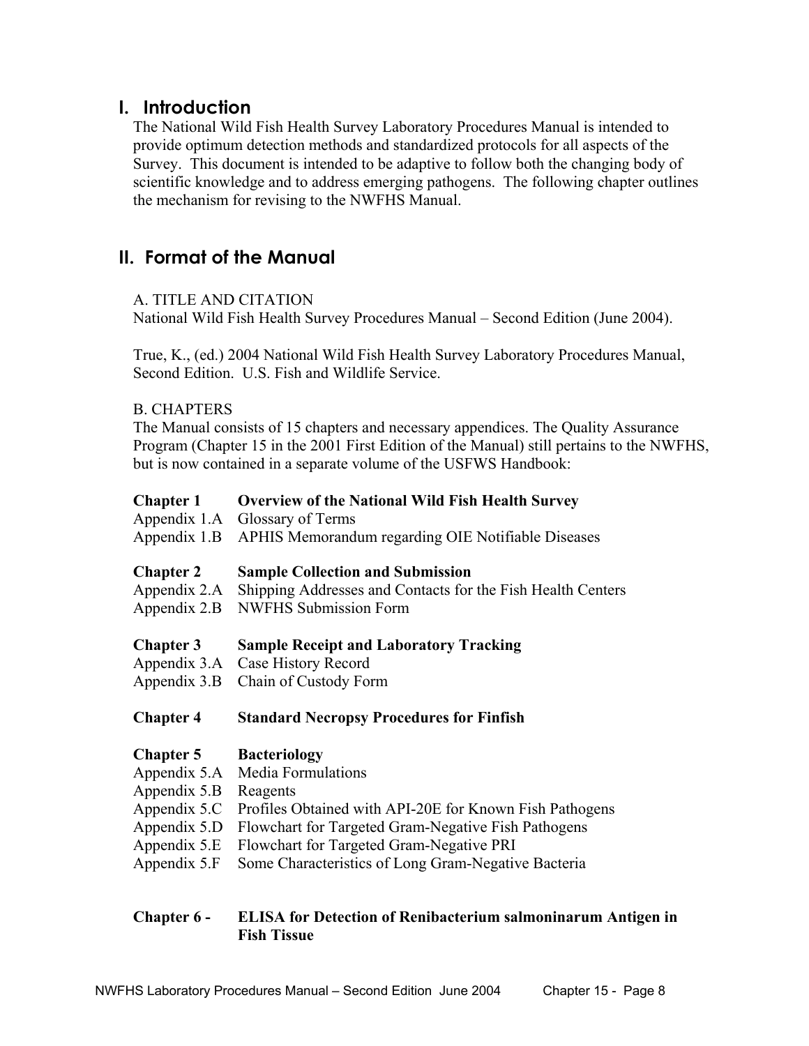## I. Introduction

The National Wild Fish Health Survey Laboratory Procedures Manual is intended to provide optimum detection methods and standardized protocols for all aspects of the Survey. This document is intended to be adaptive to follow both the changing body of scientific knowledge and to address emerging pathogens. The following chapter outlines the mechanism for revising to the NWFHS Manual.

## II. Format of the Manual

A. TITLE AND CITATION

National Wild Fish Health Survey Procedures Manual – Second Edition (June 2004).

True, K., (ed.) 2004 National Wild Fish Health Survey Laboratory Procedures Manual, Second Edition. U.S. Fish and Wildlife Service.

B. CHAPTERS

The Manual consists of 15 chapters and necessary appendices. The Quality Assurance Program (Chapter 15 in the 2001 First Edition of the Manual) still pertains to the NWFHS, but is now contained in a separate volume of the USFWS Handbook:

**Chapter 1** **Overview of the National Wild Fish Health Survey**
Appendix 1.A Glossary of Terms
Appendix 1.B APHIS Memorandum regarding OIE Notifiable Diseases

**Chapter 2** **Sample Collection and Submission**
Appendix 2.A Shipping Addresses and Contacts for the Fish Health Centers
Appendix 2.B NWFHS Submission Form

**Chapter 3** **Sample Receipt and Laboratory Tracking**
Appendix 3.A Case History Record
Appendix 3.B Chain of Custody Form

**Chapter 4** **Standard Necropsy Procedures for Finfish**

**Chapter 5** **Bacteriology**
Appendix 5.A Media Formulations
Appendix 5.B Reagents
Appendix 5.C Profiles Obtained with API-20E for Known Fish Pathogens
Appendix 5.D Flowchart for Targeted Gram-Negative Fish Pathogens
Appendix 5.E Flowchart for Targeted Gram-Negative PRI
Appendix 5.F Some Characteristics of Long Gram-Negative Bacteria

**Chapter 6 -** **ELISA for Detection of Renibacterium salmoninarum Antigen in Fish Tissue**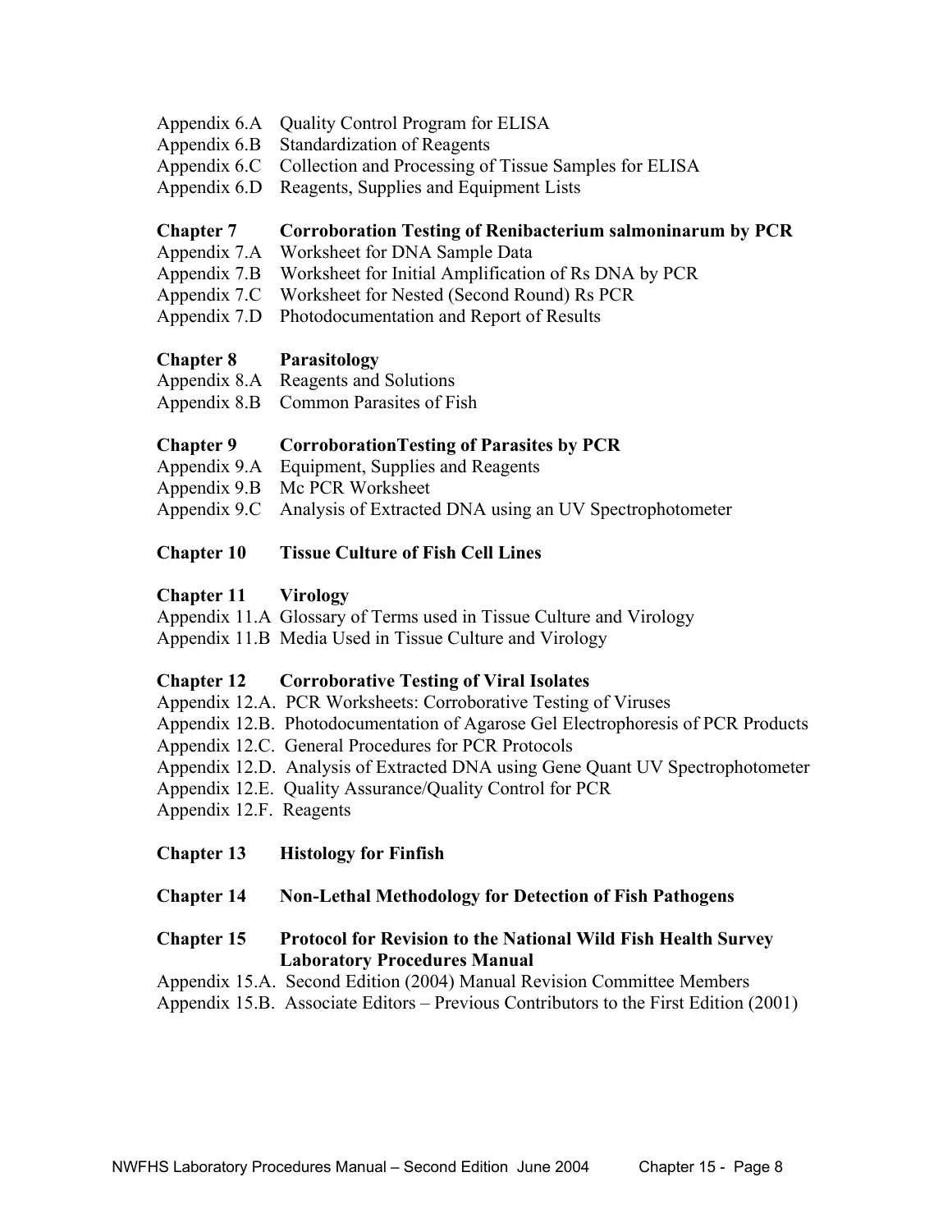Appendix 6.A Quality Control Program for ELISA
Appendix 6.B Standardization of Reagents
Appendix 6.C Collection and Processing of Tissue Samples for ELISA
Appendix 6.D Reagents, Supplies and Equipment Lists

**Chapter 7 Corroboration Testing of Renibacterium salmoninarum by PCR**
Appendix 7.A Worksheet for DNA Sample Data
Appendix 7.B Worksheet for Initial Amplification of Rs DNA by PCR
Appendix 7.C Worksheet for Nested (Second Round) Rs PCR
Appendix 7.D Photodocumentation and Report of Results

**Chapter 8 Parasitology**
Appendix 8.A Reagents and Solutions
Appendix 8.B Common Parasites of Fish

**Chapter 9 CorroborationTesting of Parasites by PCR**
Appendix 9.A Equipment, Supplies and Reagents
Appendix 9.B Mc PCR Worksheet
Appendix 9.C Analysis of Extracted DNA using an UV Spectrophotometer

**Chapter 10 Tissue Culture of Fish Cell Lines**

**Chapter 11 Virology**
Appendix 11.A Glossary of Terms used in Tissue Culture and Virology
Appendix 11.B Media Used in Tissue Culture and Virology

**Chapter 12 Corroborative Testing of Viral Isolates**
Appendix 12.A. PCR Worksheets: Corroborative Testing of Viruses
Appendix 12.B. Photodocumentation of Agarose Gel Electrophoresis of PCR Products
Appendix 12.C. General Procedures for PCR Protocols
Appendix 12.D. Analysis of Extracted DNA using Gene Quant UV Spectrophotometer
Appendix 12.E. Quality Assurance/Quality Control for PCR
Appendix 12.F. Reagents

**Chapter 13 Histology for Finfish**

**Chapter 14 Non-Lethal Methodology for Detection of Fish Pathogens**

**Chapter 15 Protocol for Revision to the National Wild Fish Health Survey Laboratory Procedures Manual**
Appendix 15.A. Second Edition (2004) Manual Revision Committee Members
Appendix 15.B. Associate Editors – Previous Contributors to the First Edition (2001)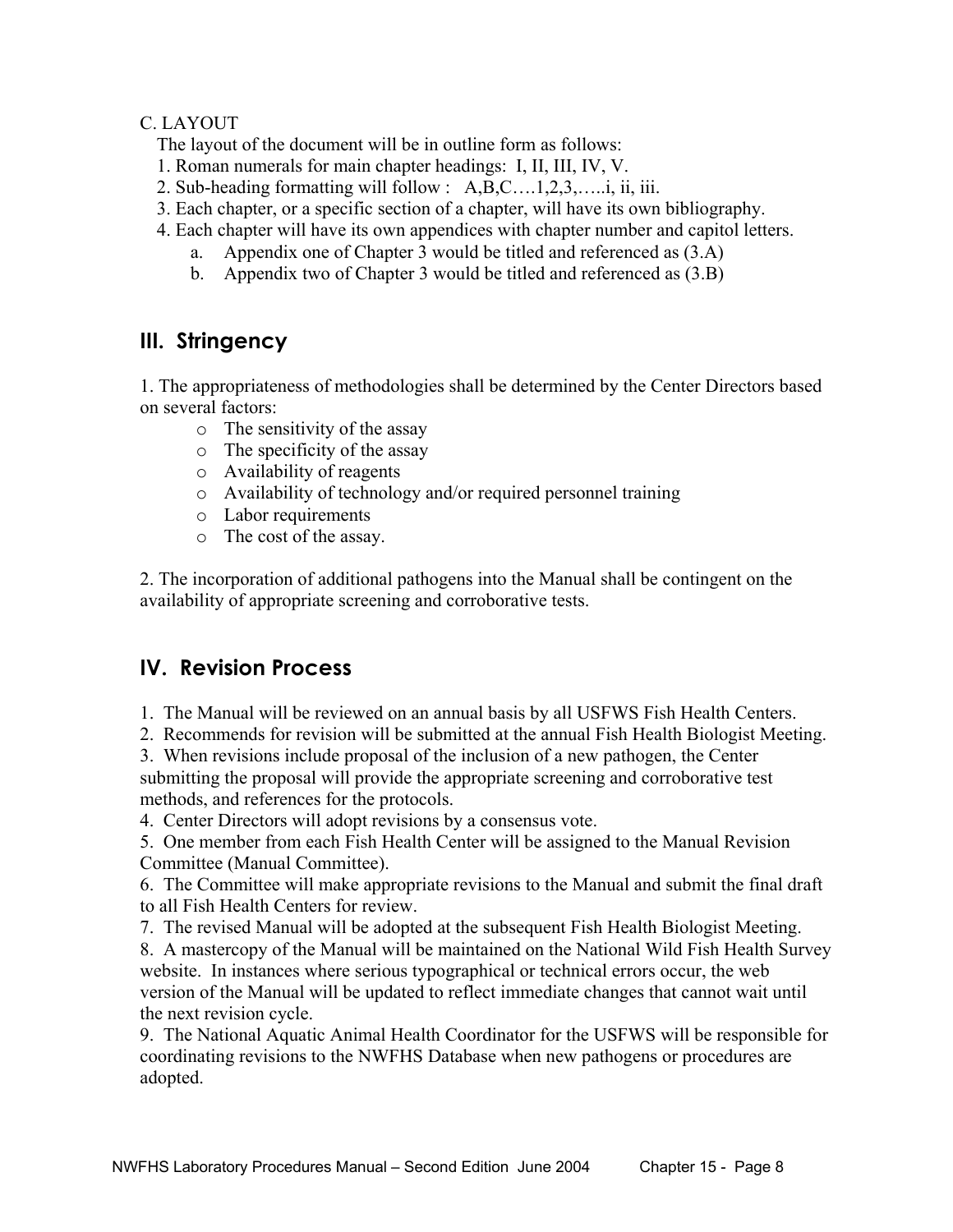C. LAYOUT

The layout of the document will be in outline form as follows:

1. Roman numerals for main chapter headings: I, II, III, IV, V.
2. Sub-heading formatting will follow : A,B,C….1,2,3,…..i, ii, iii.
3. Each chapter, or a specific section of a chapter, will have its own bibliography.
4. Each chapter will have its own appendices with chapter number and capitol letters.
    a. Appendix one of Chapter 3 would be titled and referenced as (3.A)
    b. Appendix two of Chapter 3 would be titled and referenced as (3.B)

## III. Stringency

1. The appropriateness of methodologies shall be determined by the Center Directors based on several factors:
    - The sensitivity of the assay
    - The specificity of the assay
    - Availability of reagents
    - Availability of technology and/or required personnel training
    - Labor requirements
    - The cost of the assay.

2. The incorporation of additional pathogens into the Manual shall be contingent on the availability of appropriate screening and corroborative tests.

## IV. Revision Process

1. The Manual will be reviewed on an annual basis by all USFWS Fish Health Centers.
2. Recommends for revision will be submitted at the annual Fish Health Biologist Meeting.
3. When revisions include proposal of the inclusion of a new pathogen, the Center submitting the proposal will provide the appropriate screening and corroborative test methods, and references for the protocols.
4. Center Directors will adopt revisions by a consensus vote.
5. One member from each Fish Health Center will be assigned to the Manual Revision Committee (Manual Committee).
6. The Committee will make appropriate revisions to the Manual and submit the final draft to all Fish Health Centers for review.
7. The revised Manual will be adopted at the subsequent Fish Health Biologist Meeting.
8. A mastercopy of the Manual will be maintained on the National Wild Fish Health Survey website. In instances where serious typographical or technical errors occur, the web version of the Manual will be updated to reflect immediate changes that cannot wait until the next revision cycle.
9. The National Aquatic Animal Health Coordinator for the USFWS will be responsible for coordinating revisions to the NWFHS Database when new pathogens or procedures are adopted.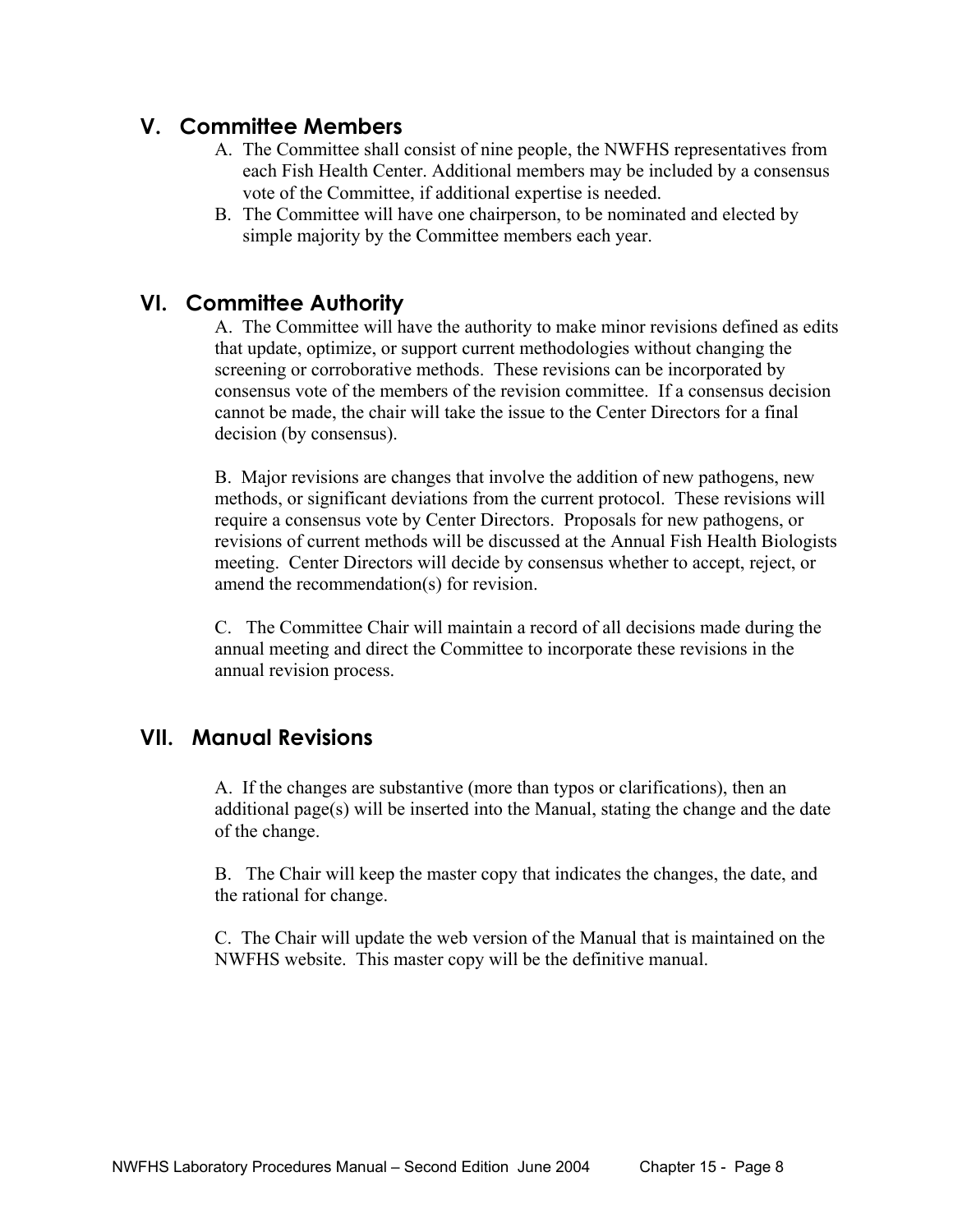## V. Committee Members

A. The Committee shall consist of nine people, the NWFHS representatives from each Fish Health Center. Additional members may be included by a consensus vote of the Committee, if additional expertise is needed.
B. The Committee will have one chairperson, to be nominated and elected by simple majority by the Committee members each year.

## VI. Committee Authority

A. The Committee will have the authority to make minor revisions defined as edits that update, optimize, or support current methodologies without changing the screening or corroborative methods. These revisions can be incorporated by consensus vote of the members of the revision committee. If a consensus decision cannot be made, the chair will take the issue to the Center Directors for a final decision (by consensus).

B. Major revisions are changes that involve the addition of new pathogens, new methods, or significant deviations from the current protocol. These revisions will require a consensus vote by Center Directors. Proposals for new pathogens, or revisions of current methods will be discussed at the Annual Fish Health Biologists meeting. Center Directors will decide by consensus whether to accept, reject, or amend the recommendation(s) for revision.

C. The Committee Chair will maintain a record of all decisions made during the annual meeting and direct the Committee to incorporate these revisions in the annual revision process.

## VII. Manual Revisions

A. If the changes are substantive (more than typos or clarifications), then an additional page(s) will be inserted into the Manual, stating the change and the date of the change.

B. The Chair will keep the master copy that indicates the changes, the date, and the rational for change.

C. The Chair will update the web version of the Manual that is maintained on the NWFHS website. This master copy will be the definitive manual.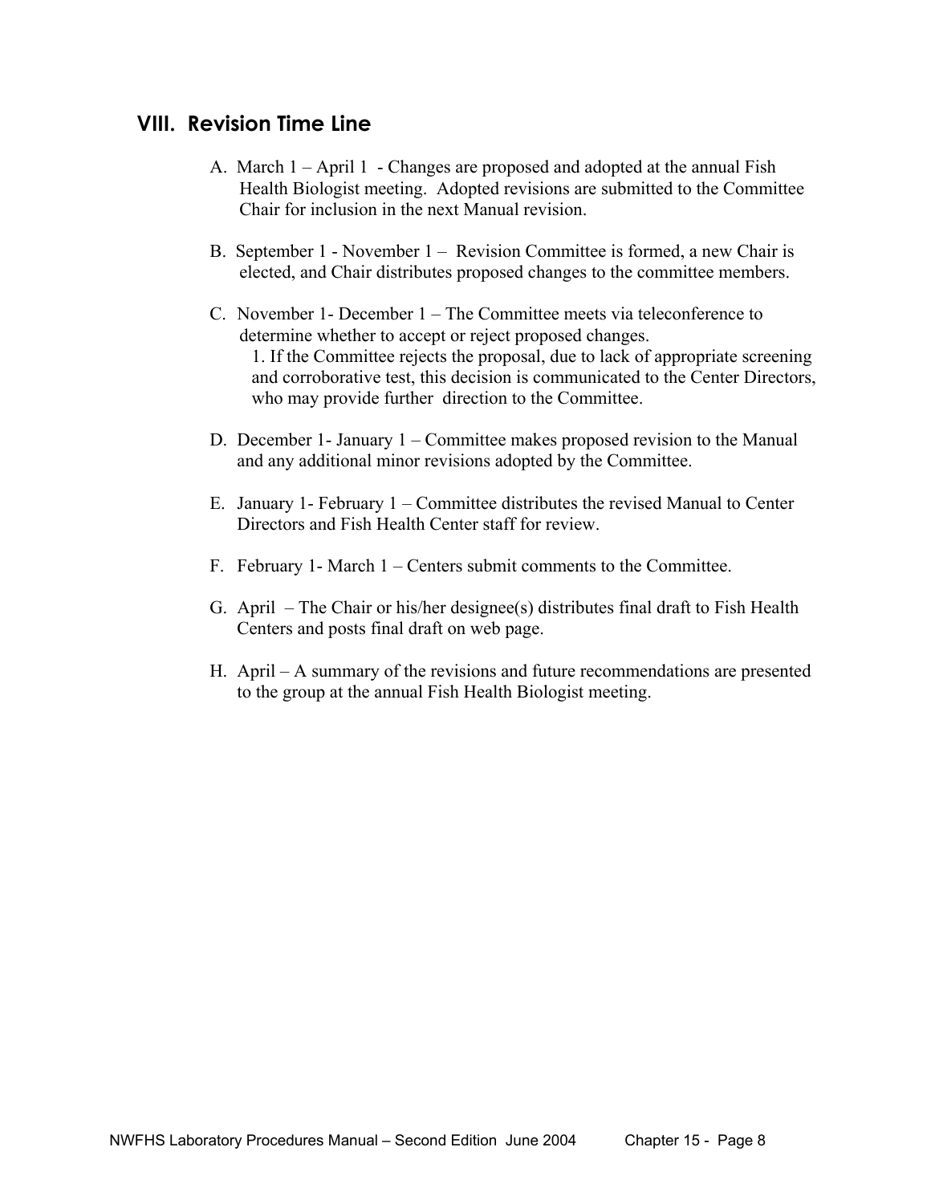## VIII. Revision Time Line

A. March 1 – April 1 - Changes are proposed and adopted at the annual Fish Health Biologist meeting. Adopted revisions are submitted to the Committee Chair for inclusion in the next Manual revision.

B. September 1 - November 1 – Revision Committee is formed, a new Chair is elected, and Chair distributes proposed changes to the committee members.

C. November 1- December 1 – The Committee meets via teleconference to determine whether to accept or reject proposed changes.
   1. If the Committee rejects the proposal, due to lack of appropriate screening and corroborative test, this decision is communicated to the Center Directors, who may provide further direction to the Committee.

D. December 1- January 1 – Committee makes proposed revision to the Manual and any additional minor revisions adopted by the Committee.

E. January 1- February 1 – Committee distributes the revised Manual to Center Directors and Fish Health Center staff for review.

F. February 1- March 1 – Centers submit comments to the Committee.

G. April – The Chair or his/her designee(s) distributes final draft to Fish Health Centers and posts final draft on web page.

H. April – A summary of the revisions and future recommendations are presented to the group at the annual Fish Health Biologist meeting.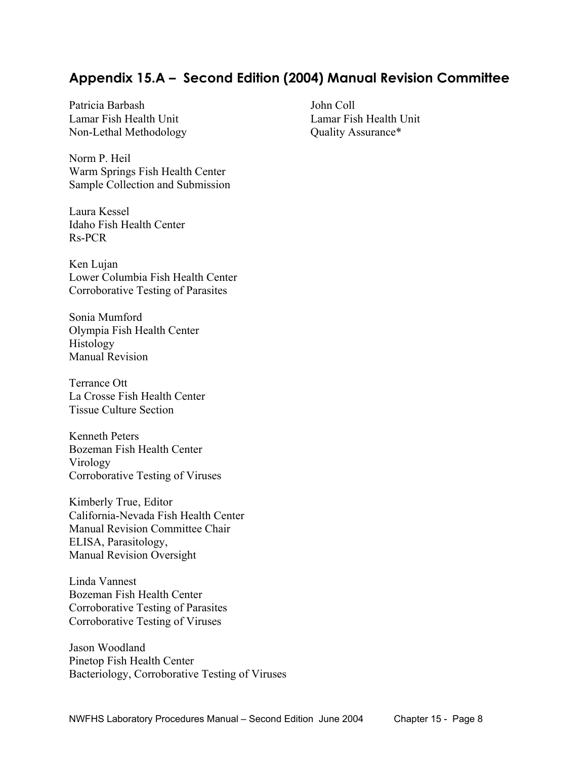## Appendix 15.A – Second Edition (2004) Manual Revision Committee

Patricia Barbash
Lamar Fish Health Unit
Non-Lethal Methodology

Norm P. Heil
Warm Springs Fish Health Center
Sample Collection and Submission

Laura Kessel
Idaho Fish Health Center
Rs-PCR

Ken Lujan
Lower Columbia Fish Health Center
Corroborative Testing of Parasites

Sonia Mumford
Olympia Fish Health Center
Histology
Manual Revision

Terrance Ott
La Crosse Fish Health Center
Tissue Culture Section

Kenneth Peters
Bozeman Fish Health Center
Virology
Corroborative Testing of Viruses

Kimberly True, Editor
California-Nevada Fish Health Center
Manual Revision Committee Chair
ELISA, Parasitology,
Manual Revision Oversight

Linda Vannest
Bozeman Fish Health Center
Corroborative Testing of Parasites
Corroborative Testing of Viruses

Jason Woodland
Pinetop Fish Health Center
Bacteriology, Corroborative Testing of Viruses

John Coll
Lamar Fish Health Unit
Quality Assurance*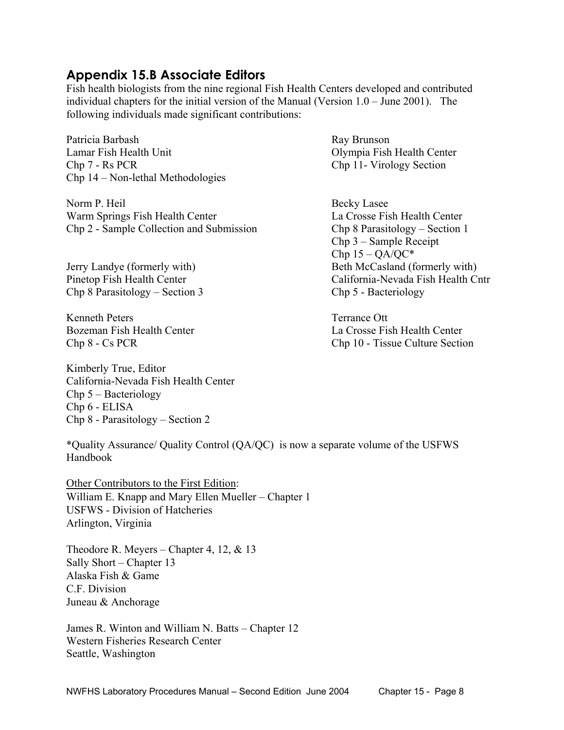## Appendix 15.B Associate Editors

Fish health biologists from the nine regional Fish Health Centers developed and contributed individual chapters for the initial version of the Manual (Version 1.0 – June 2001). The following individuals made significant contributions:

Patricia Barbash
Lamar Fish Health Unit
Chp 7 - Rs PCR
Chp 14 – Non-lethal Methodologies

Ray Brunson
Olympia Fish Health Center
Chp 11- Virology Section

Norm P. Heil
Warm Springs Fish Health Center
Chp 2 - Sample Collection and Submission

Becky Lasee
La Crosse Fish Health Center
Chp 8 Parasitology – Section 1
Chp 3 – Sample Receipt
Chp 15 – QA/QC*

Jerry Landye (formerly with)
Pinetop Fish Health Center
Chp 8 Parasitology – Section 3

Beth McCasland (formerly with)
California-Nevada Fish Health Cntr
Chp 5 - Bacteriology

Kenneth Peters
Bozeman Fish Health Center
Chp 8 - Cs PCR

Terrance Ott
La Crosse Fish Health Center
Chp 10 - Tissue Culture Section

Kimberly True, Editor
California-Nevada Fish Health Center
Chp 5 – Bacteriology
Chp 6 - ELISA
Chp 8 - Parasitology – Section 2

*Quality Assurance/ Quality Control (QA/QC) is now a separate volume of the USFWS Handbook

Other Contributors to the First Edition:
William E. Knapp and Mary Ellen Mueller – Chapter 1
USFWS - Division of Hatcheries
Arlington, Virginia

Theodore R. Meyers – Chapter 4, 12, & 13
Sally Short – Chapter 13
Alaska Fish & Game
C.F. Division
Juneau & Anchorage

James R. Winton and William N. Batts – Chapter 12
Western Fisheries Research Center
Seattle, Washington